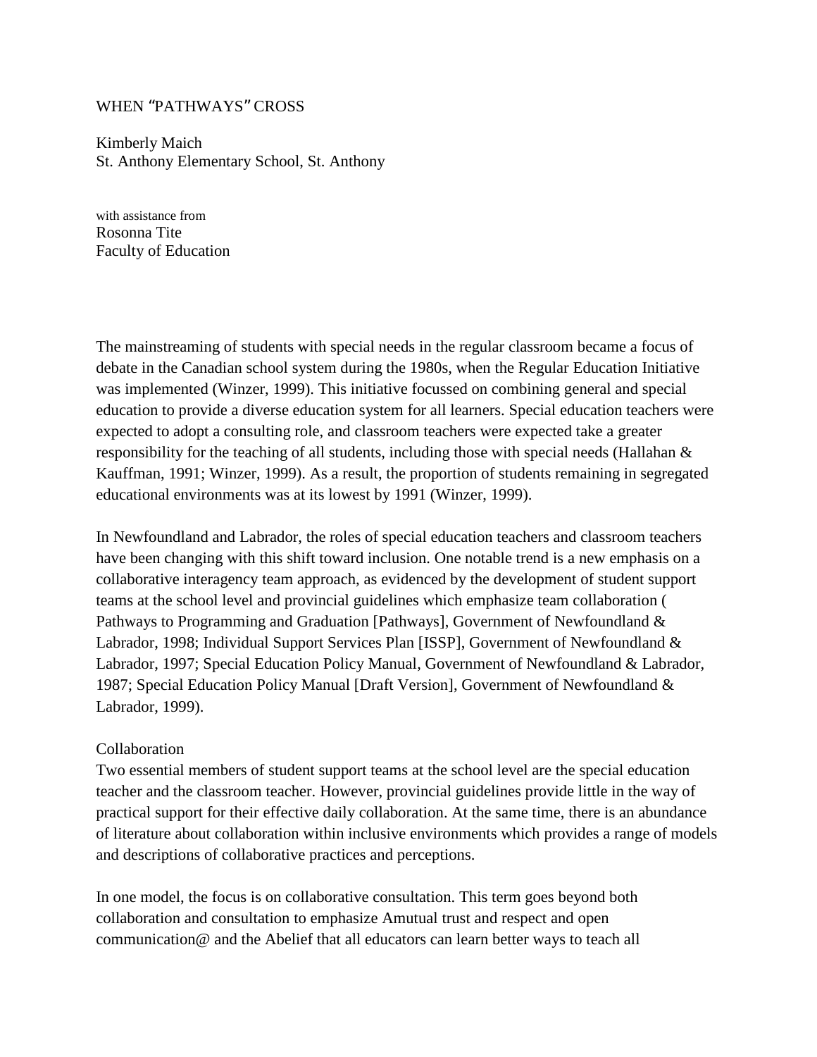# WHEN "PATHWAYS" CROSS

Kimberly Maich
St. Anthony Elementary School, St. Anthony

with assistance from
Rosonna Tite
Faculty of Education

The mainstreaming of students with special needs in the regular classroom became a focus of debate in the Canadian school system during the 1980s, when the Regular Education Initiative was implemented (Winzer, 1999). This initiative focussed on combining general and special education to provide a diverse education system for all learners. Special education teachers were expected to adopt a consulting role, and classroom teachers were expected take a greater responsibility for the teaching of all students, including those with special needs (Hallahan & Kauffman, 1991; Winzer, 1999). As a result, the proportion of students remaining in segregated educational environments was at its lowest by 1991 (Winzer, 1999).

In Newfoundland and Labrador, the roles of special education teachers and classroom teachers have been changing with this shift toward inclusion. One notable trend is a new emphasis on a collaborative interagency team approach, as evidenced by the development of student support teams at the school level and provincial guidelines which emphasize team collaboration ( Pathways to Programming and Graduation [Pathways], Government of Newfoundland & Labrador, 1998; Individual Support Services Plan [ISSP], Government of Newfoundland & Labrador, 1997; Special Education Policy Manual, Government of Newfoundland & Labrador, 1987; Special Education Policy Manual [Draft Version], Government of Newfoundland & Labrador, 1999).

## Collaboration

Two essential members of student support teams at the school level are the special education teacher and the classroom teacher. However, provincial guidelines provide little in the way of practical support for their effective daily collaboration. At the same time, there is an abundance of literature about collaboration within inclusive environments which provides a range of models and descriptions of collaborative practices and perceptions.

In one model, the focus is on collaborative consultation. This term goes beyond both collaboration and consultation to emphasize Amutual trust and respect and open communication@ and the Abelief that all educators can learn better ways to teach all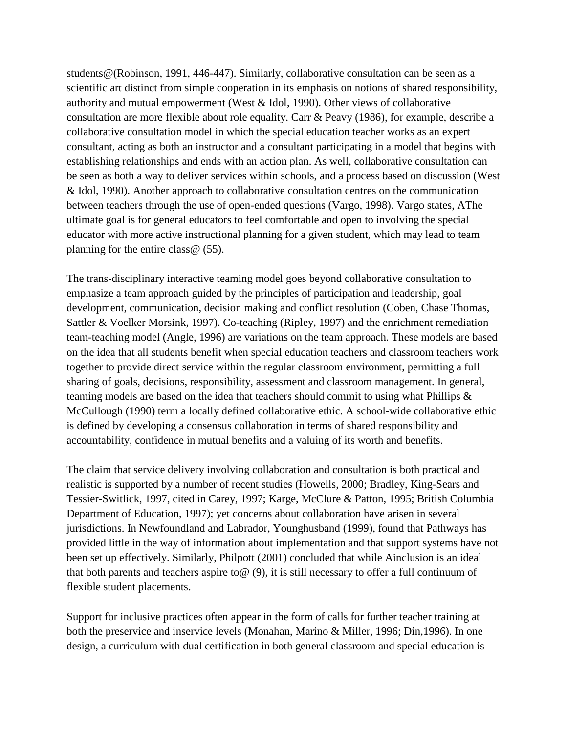students@(Robinson, 1991, 446-447). Similarly, collaborative consultation can be seen as a scientific art distinct from simple cooperation in its emphasis on notions of shared responsibility, authority and mutual empowerment (West & Idol, 1990). Other views of collaborative consultation are more flexible about role equality. Carr & Peavy (1986), for example, describe a collaborative consultation model in which the special education teacher works as an expert consultant, acting as both an instructor and a consultant participating in a model that begins with establishing relationships and ends with an action plan. As well, collaborative consultation can be seen as both a way to deliver services within schools, and a process based on discussion (West & Idol, 1990). Another approach to collaborative consultation centres on the communication between teachers through the use of open-ended questions (Vargo, 1998). Vargo states, AThe ultimate goal is for general educators to feel comfortable and open to involving the special educator with more active instructional planning for a given student, which may lead to team planning for the entire class@ (55).

The trans-disciplinary interactive teaming model goes beyond collaborative consultation to emphasize a team approach guided by the principles of participation and leadership, goal development, communication, decision making and conflict resolution (Coben, Chase Thomas, Sattler & Voelker Morsink, 1997). Co-teaching (Ripley, 1997) and the enrichment remediation team-teaching model (Angle, 1996) are variations on the team approach. These models are based on the idea that all students benefit when special education teachers and classroom teachers work together to provide direct service within the regular classroom environment, permitting a full sharing of goals, decisions, responsibility, assessment and classroom management. In general, teaming models are based on the idea that teachers should commit to using what Phillips & McCullough (1990) term a locally defined collaborative ethic. A school-wide collaborative ethic is defined by developing a consensus collaboration in terms of shared responsibility and accountability, confidence in mutual benefits and a valuing of its worth and benefits.

The claim that service delivery involving collaboration and consultation is both practical and realistic is supported by a number of recent studies (Howells, 2000; Bradley, King-Sears and Tessier-Switlick, 1997, cited in Carey, 1997; Karge, McClure & Patton, 1995; British Columbia Department of Education, 1997); yet concerns about collaboration have arisen in several jurisdictions. In Newfoundland and Labrador, Younghusband (1999), found that Pathways has provided little in the way of information about implementation and that support systems have not been set up effectively. Similarly, Philpott (2001) concluded that while Ainclusion is an ideal that both parents and teachers aspire to@ (9), it is still necessary to offer a full continuum of flexible student placements.

Support for inclusive practices often appear in the form of calls for further teacher training at both the preservice and inservice levels (Monahan, Marino & Miller, 1996; Din,1996). In one design, a curriculum with dual certification in both general classroom and special education is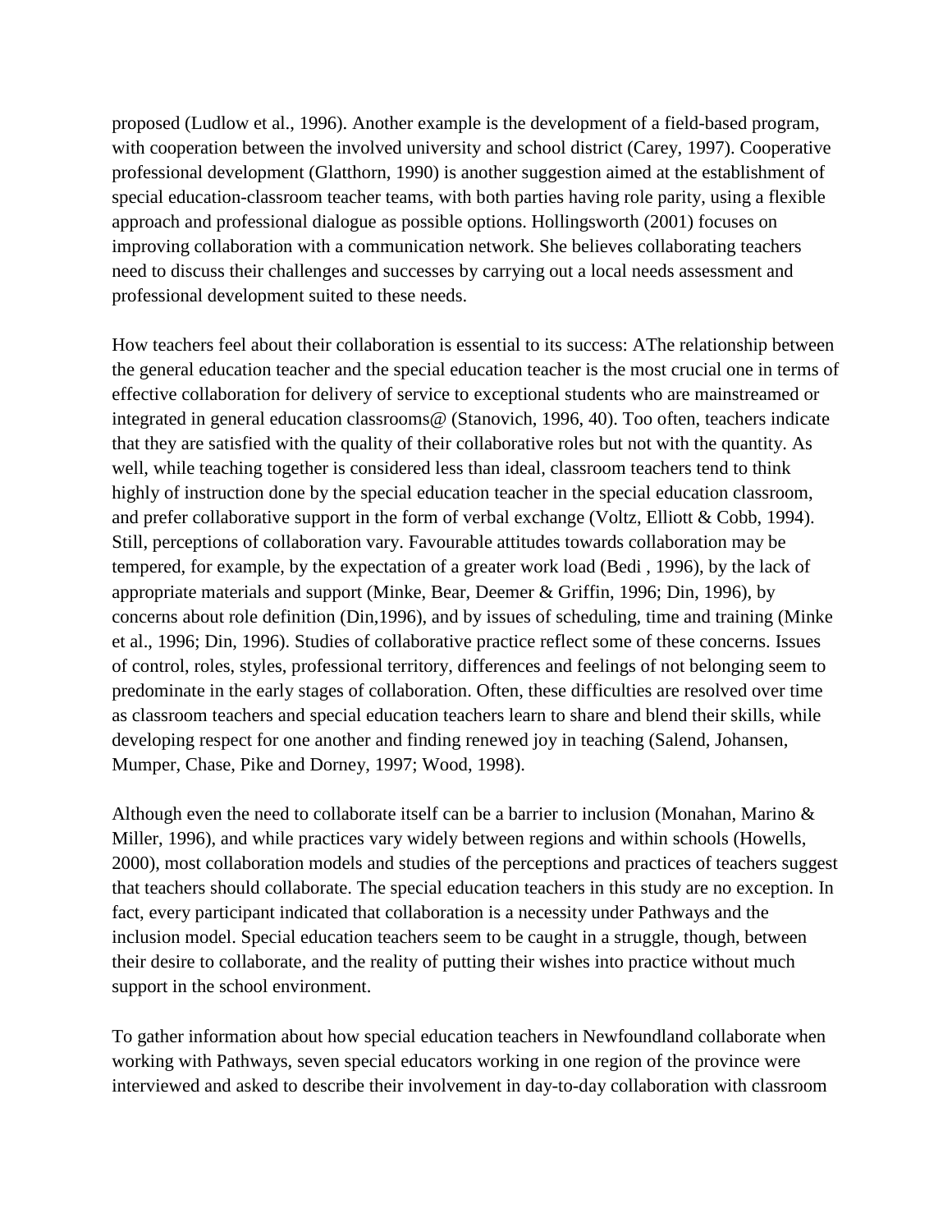proposed (Ludlow et al., 1996). Another example is the development of a field-based program, with cooperation between the involved university and school district (Carey, 1997). Cooperative professional development (Glatthorn, 1990) is another suggestion aimed at the establishment of special education-classroom teacher teams, with both parties having role parity, using a flexible approach and professional dialogue as possible options. Hollingsworth (2001) focuses on improving collaboration with a communication network. She believes collaborating teachers need to discuss their challenges and successes by carrying out a local needs assessment and professional development suited to these needs.

How teachers feel about their collaboration is essential to its success: AThe relationship between the general education teacher and the special education teacher is the most crucial one in terms of effective collaboration for delivery of service to exceptional students who are mainstreamed or integrated in general education classrooms@ (Stanovich, 1996, 40). Too often, teachers indicate that they are satisfied with the quality of their collaborative roles but not with the quantity. As well, while teaching together is considered less than ideal, classroom teachers tend to think highly of instruction done by the special education teacher in the special education classroom, and prefer collaborative support in the form of verbal exchange (Voltz, Elliott & Cobb, 1994). Still, perceptions of collaboration vary. Favourable attitudes towards collaboration may be tempered, for example, by the expectation of a greater work load (Bedi , 1996), by the lack of appropriate materials and support (Minke, Bear, Deemer & Griffin, 1996; Din, 1996), by concerns about role definition (Din,1996), and by issues of scheduling, time and training (Minke et al., 1996; Din, 1996). Studies of collaborative practice reflect some of these concerns. Issues of control, roles, styles, professional territory, differences and feelings of not belonging seem to predominate in the early stages of collaboration. Often, these difficulties are resolved over time as classroom teachers and special education teachers learn to share and blend their skills, while developing respect for one another and finding renewed joy in teaching (Salend, Johansen, Mumper, Chase, Pike and Dorney, 1997; Wood, 1998).

Although even the need to collaborate itself can be a barrier to inclusion (Monahan, Marino & Miller, 1996), and while practices vary widely between regions and within schools (Howells, 2000), most collaboration models and studies of the perceptions and practices of teachers suggest that teachers should collaborate. The special education teachers in this study are no exception. In fact, every participant indicated that collaboration is a necessity under Pathways and the inclusion model. Special education teachers seem to be caught in a struggle, though, between their desire to collaborate, and the reality of putting their wishes into practice without much support in the school environment.

To gather information about how special education teachers in Newfoundland collaborate when working with Pathways, seven special educators working in one region of the province were interviewed and asked to describe their involvement in day-to-day collaboration with classroom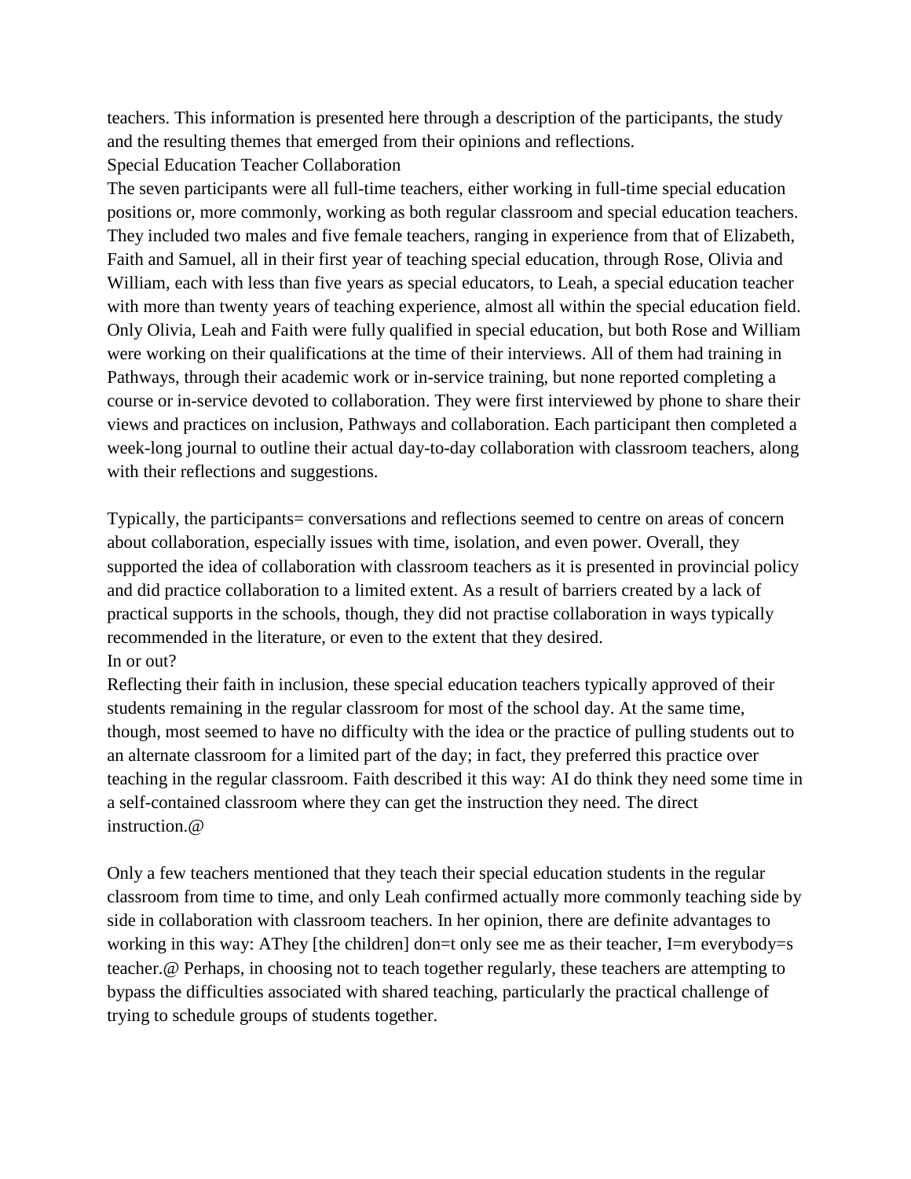teachers. This information is presented here through a description of the participants, the study and the resulting themes that emerged from their opinions and reflections.

## Special Education Teacher Collaboration

The seven participants were all full-time teachers, either working in full-time special education positions or, more commonly, working as both regular classroom and special education teachers. They included two males and five female teachers, ranging in experience from that of Elizabeth, Faith and Samuel, all in their first year of teaching special education, through Rose, Olivia and William, each with less than five years as special educators, to Leah, a special education teacher with more than twenty years of teaching experience, almost all within the special education field. Only Olivia, Leah and Faith were fully qualified in special education, but both Rose and William were working on their qualifications at the time of their interviews. All of them had training in Pathways, through their academic work or in-service training, but none reported completing a course or in-service devoted to collaboration. They were first interviewed by phone to share their views and practices on inclusion, Pathways and collaboration. Each participant then completed a week-long journal to outline their actual day-to-day collaboration with classroom teachers, along with their reflections and suggestions.

Typically, the participants= conversations and reflections seemed to centre on areas of concern about collaboration, especially issues with time, isolation, and even power. Overall, they supported the idea of collaboration with classroom teachers as it is presented in provincial policy and did practice collaboration to a limited extent. As a result of barriers created by a lack of practical supports in the schools, though, they did not practise collaboration in ways typically recommended in the literature, or even to the extent that they desired.

### In or out?

Reflecting their faith in inclusion, these special education teachers typically approved of their students remaining in the regular classroom for most of the school day. At the same time, though, most seemed to have no difficulty with the idea or the practice of pulling students out to an alternate classroom for a limited part of the day; in fact, they preferred this practice over teaching in the regular classroom. Faith described it this way: AI do think they need some time in a self-contained classroom where they can get the instruction they need. The direct instruction.@

Only a few teachers mentioned that they teach their special education students in the regular classroom from time to time, and only Leah confirmed actually more commonly teaching side by side in collaboration with classroom teachers. In her opinion, there are definite advantages to working in this way: AThey [the children] don=t only see me as their teacher, I=m everybody=s teacher.@ Perhaps, in choosing not to teach together regularly, these teachers are attempting to bypass the difficulties associated with shared teaching, particularly the practical challenge of trying to schedule groups of students together.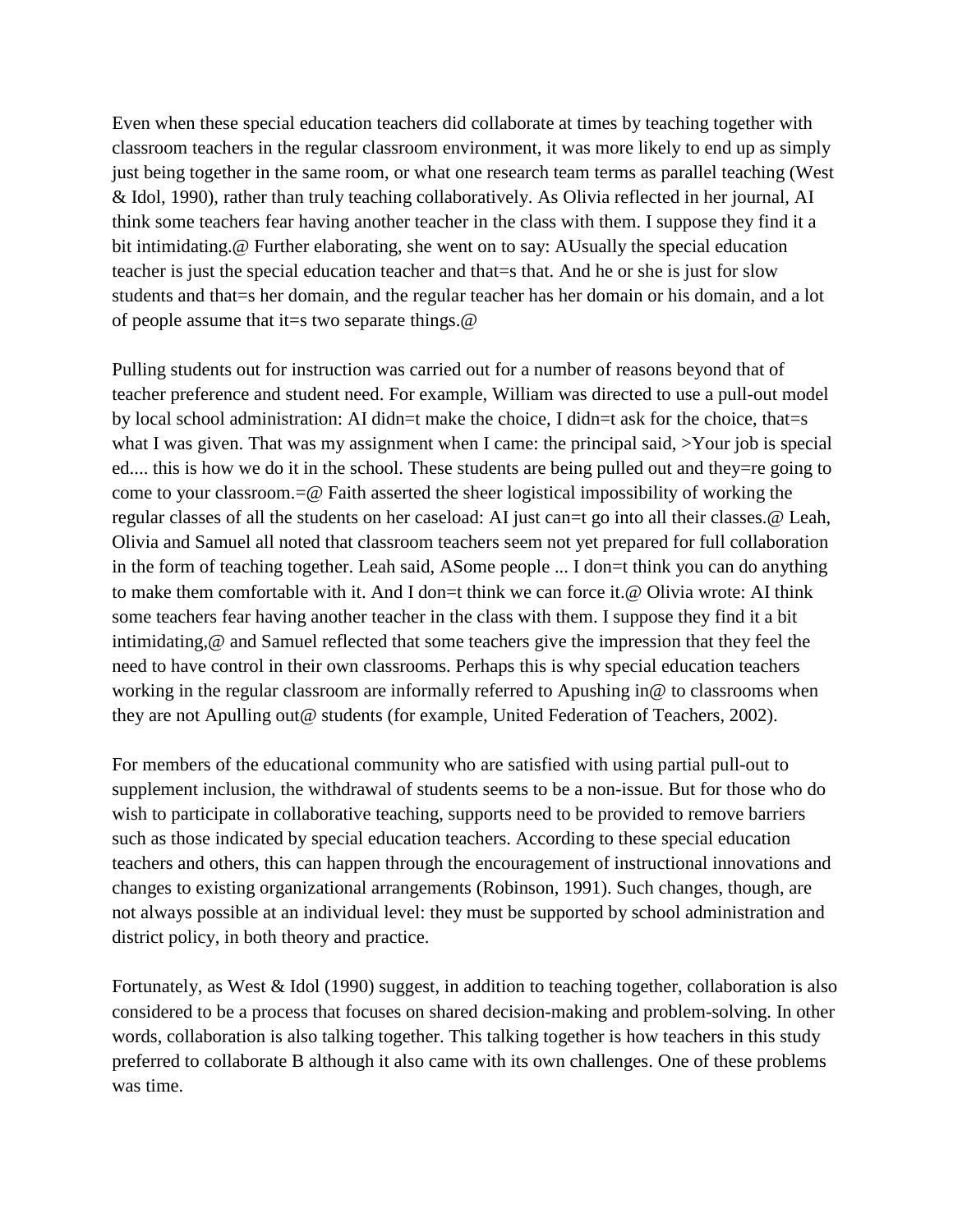Even when these special education teachers did collaborate at times by teaching together with classroom teachers in the regular classroom environment, it was more likely to end up as simply just being together in the same room, or what one research team terms as parallel teaching (West & Idol, 1990), rather than truly teaching collaboratively. As Olivia reflected in her journal, AI think some teachers fear having another teacher in the class with them. I suppose they find it a bit intimidating.@ Further elaborating, she went on to say: AUsually the special education teacher is just the special education teacher and that=s that. And he or she is just for slow students and that=s her domain, and the regular teacher has her domain or his domain, and a lot of people assume that it=s two separate things.@

Pulling students out for instruction was carried out for a number of reasons beyond that of teacher preference and student need. For example, William was directed to use a pull-out model by local school administration: AI didn=t make the choice, I didn=t ask for the choice, that=s what I was given. That was my assignment when I came: the principal said, >Your job is special ed.... this is how we do it in the school. These students are being pulled out and they=re going to come to your classroom.=@ Faith asserted the sheer logistical impossibility of working the regular classes of all the students on her caseload: AI just can=t go into all their classes.@ Leah, Olivia and Samuel all noted that classroom teachers seem not yet prepared for full collaboration in the form of teaching together. Leah said, ASome people ... I don=t think you can do anything to make them comfortable with it. And I don=t think we can force it.@ Olivia wrote: AI think some teachers fear having another teacher in the class with them. I suppose they find it a bit intimidating,@ and Samuel reflected that some teachers give the impression that they feel the need to have control in their own classrooms. Perhaps this is why special education teachers working in the regular classroom are informally referred to Apushing in@ to classrooms when they are not Apulling out@ students (for example, United Federation of Teachers, 2002).

For members of the educational community who are satisfied with using partial pull-out to supplement inclusion, the withdrawal of students seems to be a non-issue. But for those who do wish to participate in collaborative teaching, supports need to be provided to remove barriers such as those indicated by special education teachers. According to these special education teachers and others, this can happen through the encouragement of instructional innovations and changes to existing organizational arrangements (Robinson, 1991). Such changes, though, are not always possible at an individual level: they must be supported by school administration and district policy, in both theory and practice.

Fortunately, as West & Idol (1990) suggest, in addition to teaching together, collaboration is also considered to be a process that focuses on shared decision-making and problem-solving. In other words, collaboration is also talking together. This talking together is how teachers in this study preferred to collaborate B although it also came with its own challenges. One of these problems was time.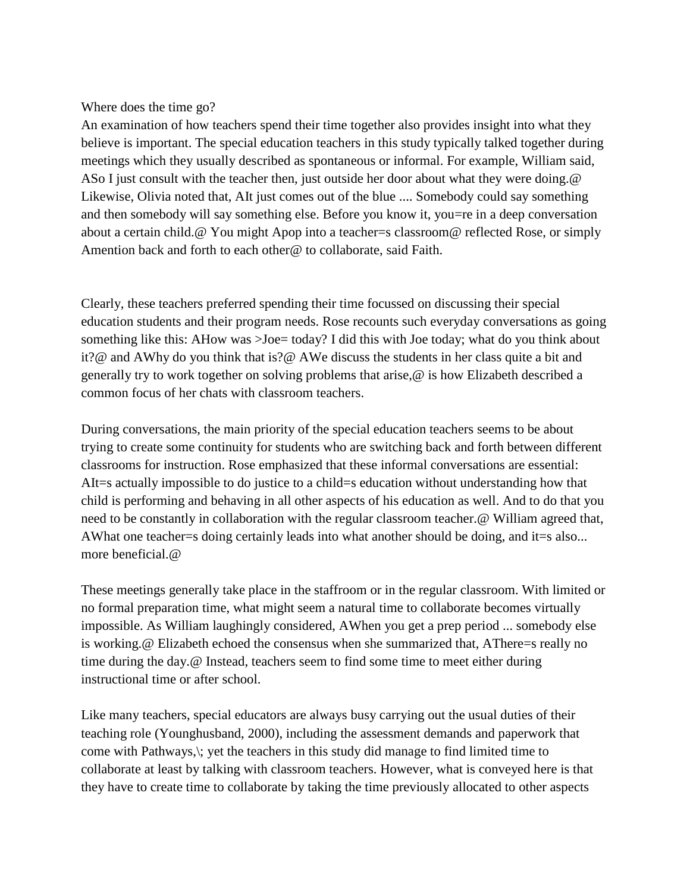Where does the time go?

An examination of how teachers spend their time together also provides insight into what they believe is important. The special education teachers in this study typically talked together during meetings which they usually described as spontaneous or informal. For example, William said, ASo I just consult with the teacher then, just outside her door about what they were doing.@ Likewise, Olivia noted that, AIt just comes out of the blue .... Somebody could say something and then somebody will say something else. Before you know it, you=re in a deep conversation about a certain child.@ You might Apop into a teacher=s classroom@ reflected Rose, or simply Amention back and forth to each other@ to collaborate, said Faith.

Clearly, these teachers preferred spending their time focussed on discussing their special education students and their program needs. Rose recounts such everyday conversations as going something like this: AHow was >Joe= today? I did this with Joe today; what do you think about it?@ and AWhy do you think that is?@ AWe discuss the students in her class quite a bit and generally try to work together on solving problems that arise,@ is how Elizabeth described a common focus of her chats with classroom teachers.

During conversations, the main priority of the special education teachers seems to be about trying to create some continuity for students who are switching back and forth between different classrooms for instruction. Rose emphasized that these informal conversations are essential: AIt=s actually impossible to do justice to a child=s education without understanding how that child is performing and behaving in all other aspects of his education as well. And to do that you need to be constantly in collaboration with the regular classroom teacher.@ William agreed that, AWhat one teacher=s doing certainly leads into what another should be doing, and it=s also... more beneficial.@

These meetings generally take place in the staffroom or in the regular classroom. With limited or no formal preparation time, what might seem a natural time to collaborate becomes virtually impossible. As William laughingly considered, AWhen you get a prep period ... somebody else is working.@ Elizabeth echoed the consensus when she summarized that, AThere=s really no time during the day.@ Instead, teachers seem to find some time to meet either during instructional time or after school.

Like many teachers, special educators are always busy carrying out the usual duties of their teaching role (Younghusband, 2000), including the assessment demands and paperwork that come with Pathways,\; yet the teachers in this study did manage to find limited time to collaborate at least by talking with classroom teachers. However, what is conveyed here is that they have to create time to collaborate by taking the time previously allocated to other aspects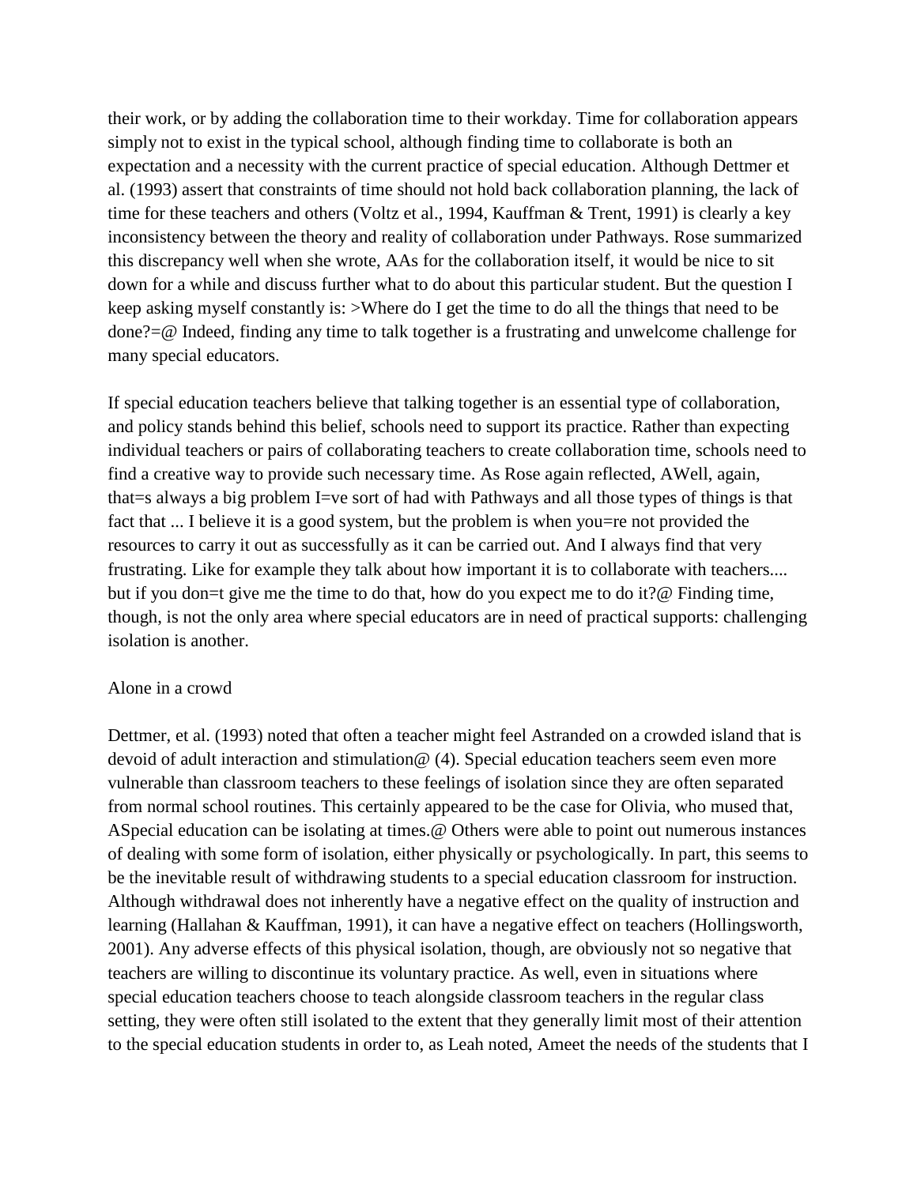their work, or by adding the collaboration time to their workday. Time for collaboration appears simply not to exist in the typical school, although finding time to collaborate is both an expectation and a necessity with the current practice of special education. Although Dettmer et al. (1993) assert that constraints of time should not hold back collaboration planning, the lack of time for these teachers and others (Voltz et al., 1994, Kauffman & Trent, 1991) is clearly a key inconsistency between the theory and reality of collaboration under Pathways. Rose summarized this discrepancy well when she wrote, AAs for the collaboration itself, it would be nice to sit down for a while and discuss further what to do about this particular student. But the question I keep asking myself constantly is: >Where do I get the time to do all the things that need to be done?=@ Indeed, finding any time to talk together is a frustrating and unwelcome challenge for many special educators.

If special education teachers believe that talking together is an essential type of collaboration, and policy stands behind this belief, schools need to support its practice. Rather than expecting individual teachers or pairs of collaborating teachers to create collaboration time, schools need to find a creative way to provide such necessary time. As Rose again reflected, AWell, again, that=s always a big problem I=ve sort of had with Pathways and all those types of things is that fact that ... I believe it is a good system, but the problem is when you=re not provided the resources to carry it out as successfully as it can be carried out. And I always find that very frustrating. Like for example they talk about how important it is to collaborate with teachers.... but if you don=t give me the time to do that, how do you expect me to do it?@ Finding time, though, is not the only area where special educators are in need of practical supports: challenging isolation is another.

## Alone in a crowd

Dettmer, et al. (1993) noted that often a teacher might feel Astranded on a crowded island that is devoid of adult interaction and stimulation@ (4). Special education teachers seem even more vulnerable than classroom teachers to these feelings of isolation since they are often separated from normal school routines. This certainly appeared to be the case for Olivia, who mused that, ASpecial education can be isolating at times.@ Others were able to point out numerous instances of dealing with some form of isolation, either physically or psychologically. In part, this seems to be the inevitable result of withdrawing students to a special education classroom for instruction. Although withdrawal does not inherently have a negative effect on the quality of instruction and learning (Hallahan & Kauffman, 1991), it can have a negative effect on teachers (Hollingsworth, 2001). Any adverse effects of this physical isolation, though, are obviously not so negative that teachers are willing to discontinue its voluntary practice. As well, even in situations where special education teachers choose to teach alongside classroom teachers in the regular class setting, they were often still isolated to the extent that they generally limit most of their attention to the special education students in order to, as Leah noted, Ameet the needs of the students that I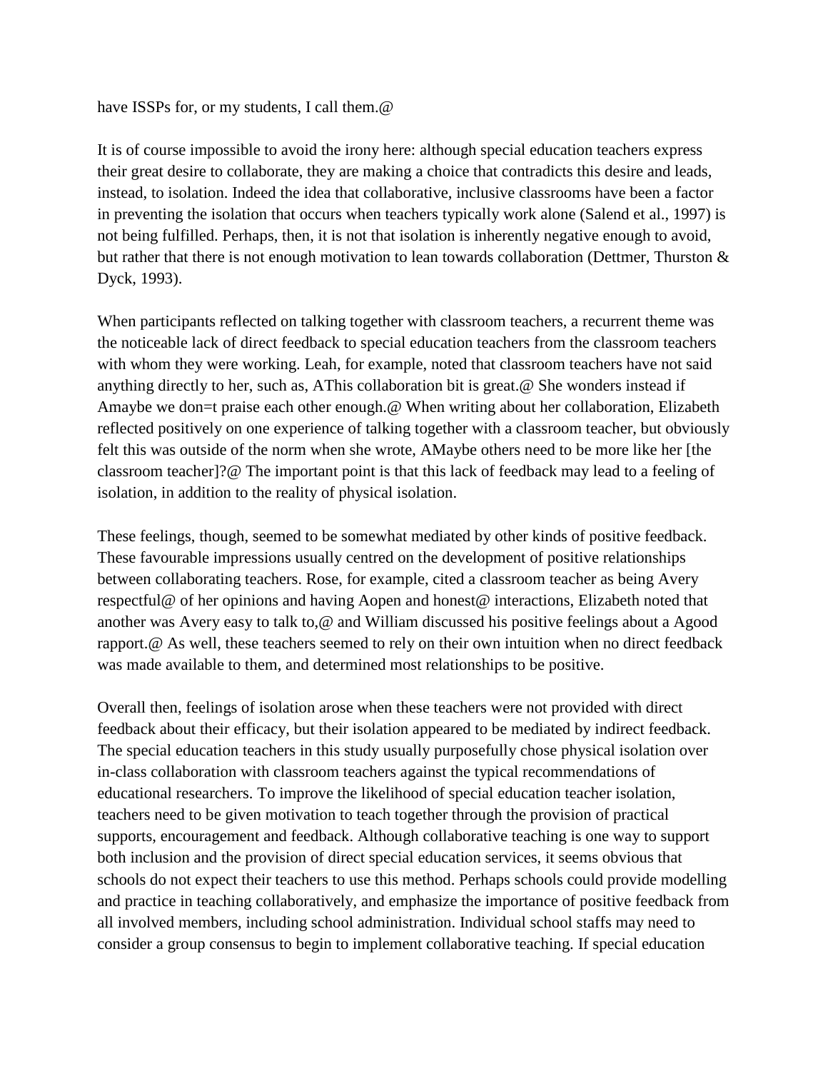have ISSPs for, or my students, I call them.@

It is of course impossible to avoid the irony here: although special education teachers express their great desire to collaborate, they are making a choice that contradicts this desire and leads, instead, to isolation. Indeed the idea that collaborative, inclusive classrooms have been a factor in preventing the isolation that occurs when teachers typically work alone (Salend et al., 1997) is not being fulfilled. Perhaps, then, it is not that isolation is inherently negative enough to avoid, but rather that there is not enough motivation to lean towards collaboration (Dettmer, Thurston & Dyck, 1993).

When participants reflected on talking together with classroom teachers, a recurrent theme was the noticeable lack of direct feedback to special education teachers from the classroom teachers with whom they were working. Leah, for example, noted that classroom teachers have not said anything directly to her, such as, AThis collaboration bit is great.@ She wonders instead if Amaybe we don=t praise each other enough.@ When writing about her collaboration, Elizabeth reflected positively on one experience of talking together with a classroom teacher, but obviously felt this was outside of the norm when she wrote, AMaybe others need to be more like her [the classroom teacher]?@ The important point is that this lack of feedback may lead to a feeling of isolation, in addition to the reality of physical isolation.

These feelings, though, seemed to be somewhat mediated by other kinds of positive feedback. These favourable impressions usually centred on the development of positive relationships between collaborating teachers. Rose, for example, cited a classroom teacher as being Avery respectful@ of her opinions and having Aopen and honest@ interactions, Elizabeth noted that another was Avery easy to talk to,@ and William discussed his positive feelings about a Agood rapport.@ As well, these teachers seemed to rely on their own intuition when no direct feedback was made available to them, and determined most relationships to be positive.

Overall then, feelings of isolation arose when these teachers were not provided with direct feedback about their efficacy, but their isolation appeared to be mediated by indirect feedback. The special education teachers in this study usually purposefully chose physical isolation over in-class collaboration with classroom teachers against the typical recommendations of educational researchers. To improve the likelihood of special education teacher isolation, teachers need to be given motivation to teach together through the provision of practical supports, encouragement and feedback. Although collaborative teaching is one way to support both inclusion and the provision of direct special education services, it seems obvious that schools do not expect their teachers to use this method. Perhaps schools could provide modelling and practice in teaching collaboratively, and emphasize the importance of positive feedback from all involved members, including school administration. Individual school staffs may need to consider a group consensus to begin to implement collaborative teaching. If special education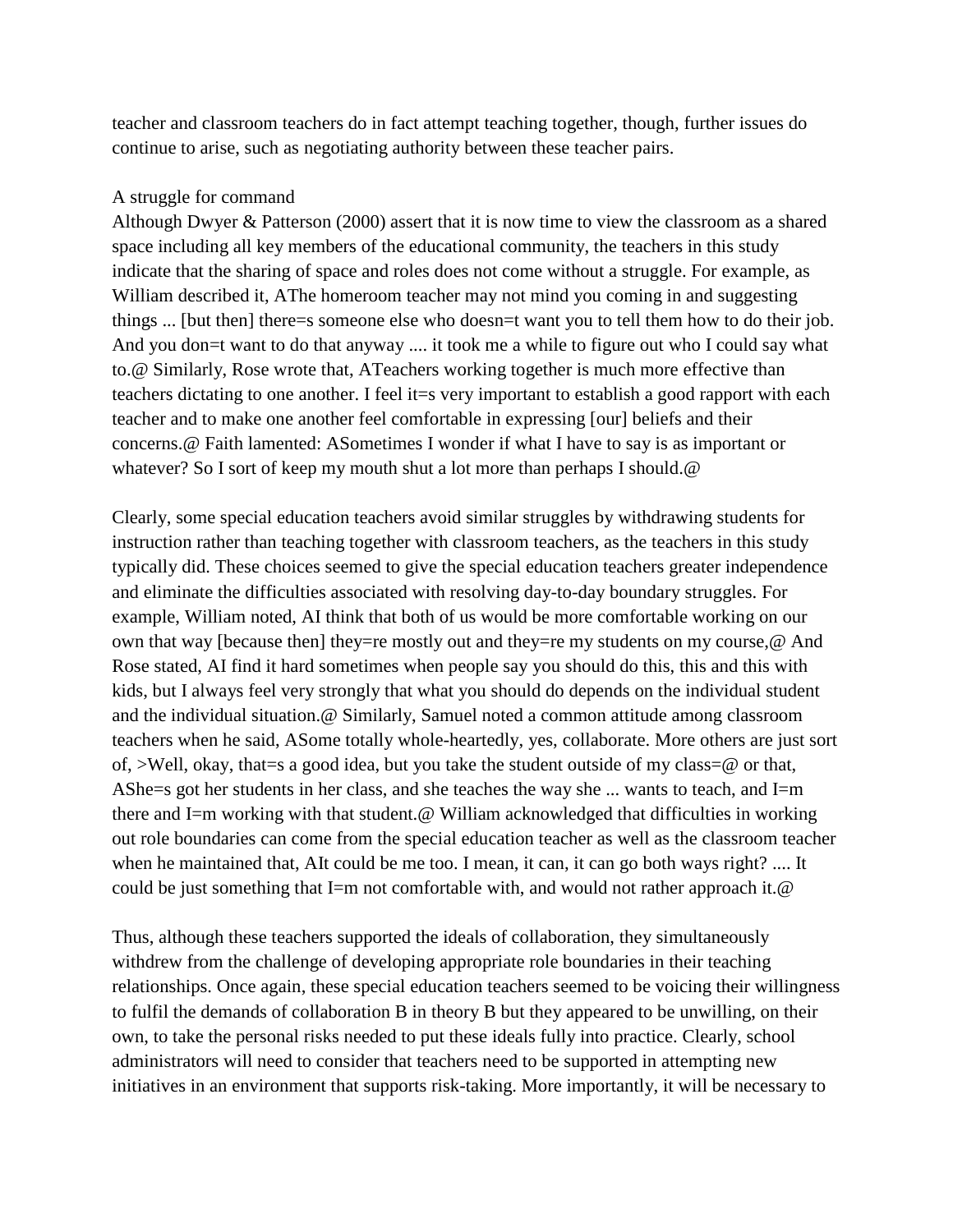teacher and classroom teachers do in fact attempt teaching together, though, further issues do continue to arise, such as negotiating authority between these teacher pairs.

A struggle for command

Although Dwyer & Patterson (2000) assert that it is now time to view the classroom as a shared space including all key members of the educational community, the teachers in this study indicate that the sharing of space and roles does not come without a struggle. For example, as William described it, AThe homeroom teacher may not mind you coming in and suggesting things ... [but then] there=s someone else who doesn=t want you to tell them how to do their job. And you don=t want to do that anyway .... it took me a while to figure out who I could say what to.@ Similarly, Rose wrote that, ATeachers working together is much more effective than teachers dictating to one another. I feel it=s very important to establish a good rapport with each teacher and to make one another feel comfortable in expressing [our] beliefs and their concerns.@ Faith lamented: ASometimes I wonder if what I have to say is as important or whatever? So I sort of keep my mouth shut a lot more than perhaps I should.@

Clearly, some special education teachers avoid similar struggles by withdrawing students for instruction rather than teaching together with classroom teachers, as the teachers in this study typically did. These choices seemed to give the special education teachers greater independence and eliminate the difficulties associated with resolving day-to-day boundary struggles. For example, William noted, AI think that both of us would be more comfortable working on our own that way [because then] they=re mostly out and they=re my students on my course,@ And Rose stated, AI find it hard sometimes when people say you should do this, this and this with kids, but I always feel very strongly that what you should do depends on the individual student and the individual situation.@ Similarly, Samuel noted a common attitude among classroom teachers when he said, ASome totally whole-heartedly, yes, collaborate. More others are just sort of, >Well, okay, that=s a good idea, but you take the student outside of my class=@ or that, AShe=s got her students in her class, and she teaches the way she ... wants to teach, and I=m there and I=m working with that student.@ William acknowledged that difficulties in working out role boundaries can come from the special education teacher as well as the classroom teacher when he maintained that, AIt could be me too. I mean, it can, it can go both ways right? .... It could be just something that I=m not comfortable with, and would not rather approach it.@

Thus, although these teachers supported the ideals of collaboration, they simultaneously withdrew from the challenge of developing appropriate role boundaries in their teaching relationships. Once again, these special education teachers seemed to be voicing their willingness to fulfil the demands of collaboration B in theory B but they appeared to be unwilling, on their own, to take the personal risks needed to put these ideals fully into practice. Clearly, school administrators will need to consider that teachers need to be supported in attempting new initiatives in an environment that supports risk-taking. More importantly, it will be necessary to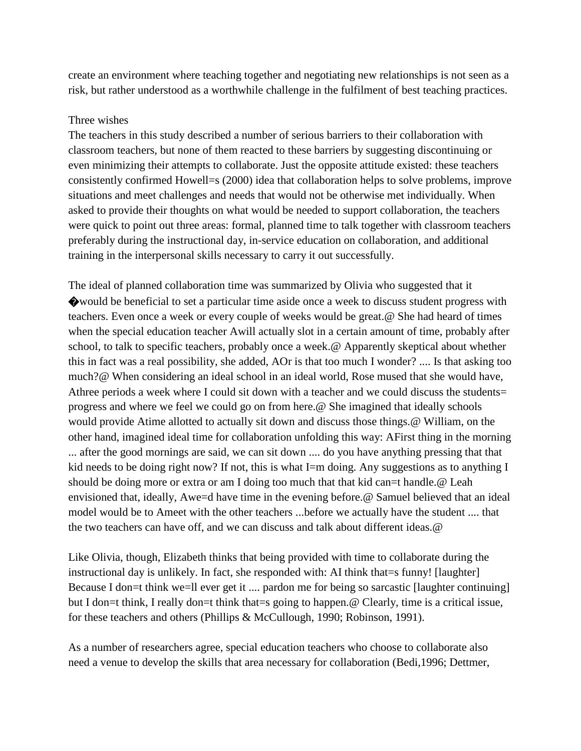create an environment where teaching together and negotiating new relationships is not seen as a risk, but rather understood as a worthwhile challenge in the fulfilment of best teaching practices.

Three wishes

The teachers in this study described a number of serious barriers to their collaboration with classroom teachers, but none of them reacted to these barriers by suggesting discontinuing or even minimizing their attempts to collaborate. Just the opposite attitude existed: these teachers consistently confirmed Howell=s (2000) idea that collaboration helps to solve problems, improve situations and meet challenges and needs that would not be otherwise met individually. When asked to provide their thoughts on what would be needed to support collaboration, the teachers were quick to point out three areas: formal, planned time to talk together with classroom teachers preferably during the instructional day, in-service education on collaboration, and additional training in the interpersonal skills necessary to carry it out successfully.

The ideal of planned collaboration time was summarized by Olivia who suggested that it �would be beneficial to set a particular time aside once a week to discuss student progress with teachers. Even once a week or every couple of weeks would be great.@ She had heard of times when the special education teacher Awill actually slot in a certain amount of time, probably after school, to talk to specific teachers, probably once a week.@ Apparently skeptical about whether this in fact was a real possibility, she added, AOr is that too much I wonder? .... Is that asking too much?@ When considering an ideal school in an ideal world, Rose mused that she would have, Athree periods a week where I could sit down with a teacher and we could discuss the students= progress and where we feel we could go on from here.@ She imagined that ideally schools would provide Atime allotted to actually sit down and discuss those things.@ William, on the other hand, imagined ideal time for collaboration unfolding this way: AFirst thing in the morning ... after the good mornings are said, we can sit down .... do you have anything pressing that that kid needs to be doing right now? If not, this is what I=m doing. Any suggestions as to anything I should be doing more or extra or am I doing too much that that kid can=t handle.@ Leah envisioned that, ideally, Awe=d have time in the evening before.@ Samuel believed that an ideal model would be to Ameet with the other teachers ...before we actually have the student .... that the two teachers can have off, and we can discuss and talk about different ideas.@

Like Olivia, though, Elizabeth thinks that being provided with time to collaborate during the instructional day is unlikely. In fact, she responded with: AI think that=s funny! [laughter] Because I don=t think we=ll ever get it .... pardon me for being so sarcastic [laughter continuing] but I don=t think, I really don=t think that=s going to happen.@ Clearly, time is a critical issue, for these teachers and others (Phillips & McCullough, 1990; Robinson, 1991).

As a number of researchers agree, special education teachers who choose to collaborate also need a venue to develop the skills that area necessary for collaboration (Bedi,1996; Dettmer,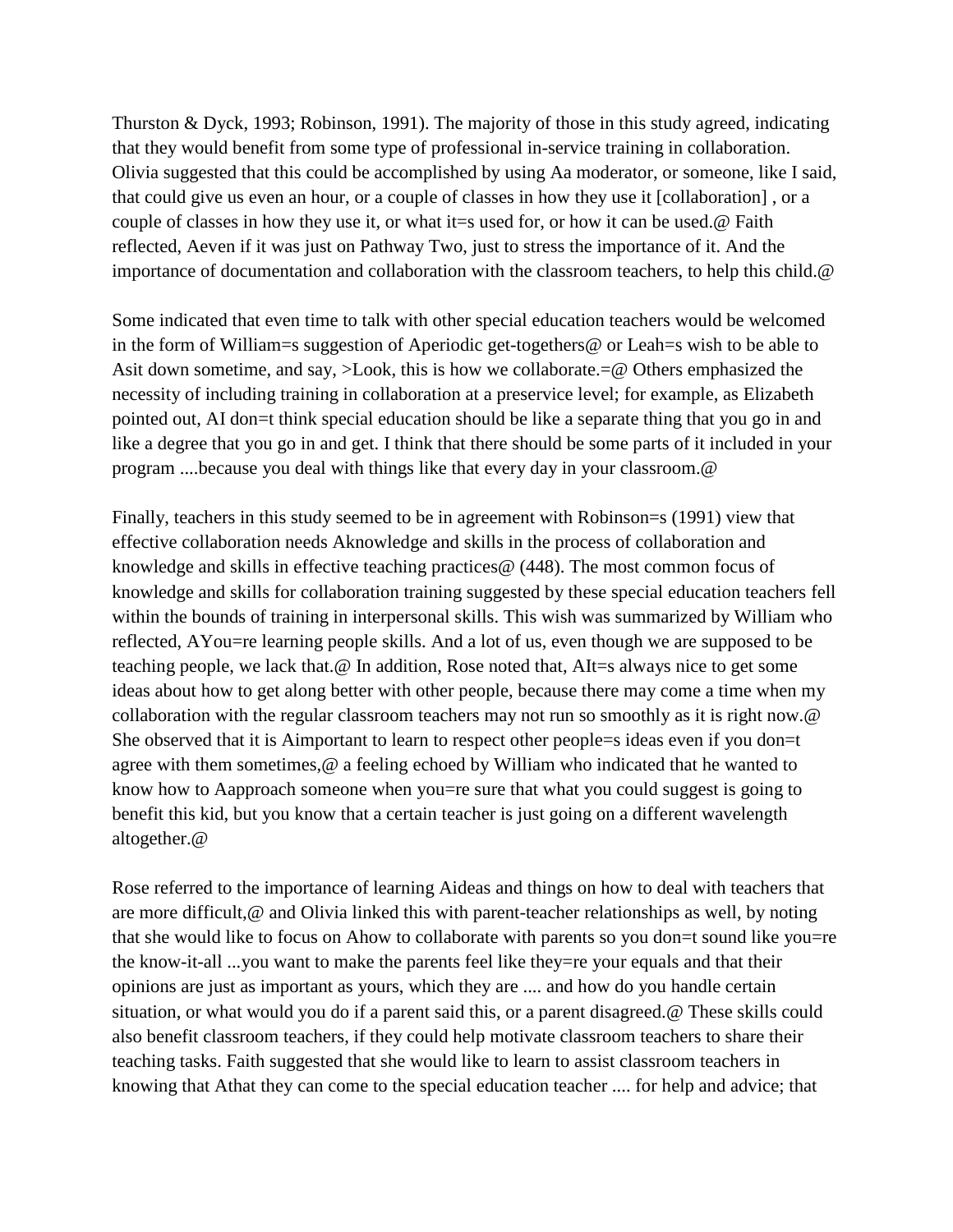Thurston & Dyck, 1993; Robinson, 1991). The majority of those in this study agreed, indicating that they would benefit from some type of professional in-service training in collaboration. Olivia suggested that this could be accomplished by using Aa moderator, or someone, like I said, that could give us even an hour, or a couple of classes in how they use it [collaboration] , or a couple of classes in how they use it, or what it=s used for, or how it can be used.@ Faith reflected, Aeven if it was just on Pathway Two, just to stress the importance of it. And the importance of documentation and collaboration with the classroom teachers, to help this child.@

Some indicated that even time to talk with other special education teachers would be welcomed in the form of William=s suggestion of Aperiodic get-togethers@ or Leah=s wish to be able to Asit down sometime, and say, >Look, this is how we collaborate.=@ Others emphasized the necessity of including training in collaboration at a preservice level; for example, as Elizabeth pointed out, AI don=t think special education should be like a separate thing that you go in and like a degree that you go in and get. I think that there should be some parts of it included in your program ....because you deal with things like that every day in your classroom.@

Finally, teachers in this study seemed to be in agreement with Robinson=s (1991) view that effective collaboration needs Aknowledge and skills in the process of collaboration and knowledge and skills in effective teaching practices@ (448). The most common focus of knowledge and skills for collaboration training suggested by these special education teachers fell within the bounds of training in interpersonal skills. This wish was summarized by William who reflected, AYou=re learning people skills. And a lot of us, even though we are supposed to be teaching people, we lack that.@ In addition, Rose noted that, AIt=s always nice to get some ideas about how to get along better with other people, because there may come a time when my collaboration with the regular classroom teachers may not run so smoothly as it is right now.@ She observed that it is Aimportant to learn to respect other people=s ideas even if you don=t agree with them sometimes,@ a feeling echoed by William who indicated that he wanted to know how to Aapproach someone when you=re sure that what you could suggest is going to benefit this kid, but you know that a certain teacher is just going on a different wavelength altogether.@

Rose referred to the importance of learning Aideas and things on how to deal with teachers that are more difficult,@ and Olivia linked this with parent-teacher relationships as well, by noting that she would like to focus on Ahow to collaborate with parents so you don=t sound like you=re the know-it-all ...you want to make the parents feel like they=re your equals and that their opinions are just as important as yours, which they are .... and how do you handle certain situation, or what would you do if a parent said this, or a parent disagreed.@ These skills could also benefit classroom teachers, if they could help motivate classroom teachers to share their teaching tasks. Faith suggested that she would like to learn to assist classroom teachers in knowing that Athat they can come to the special education teacher .... for help and advice; that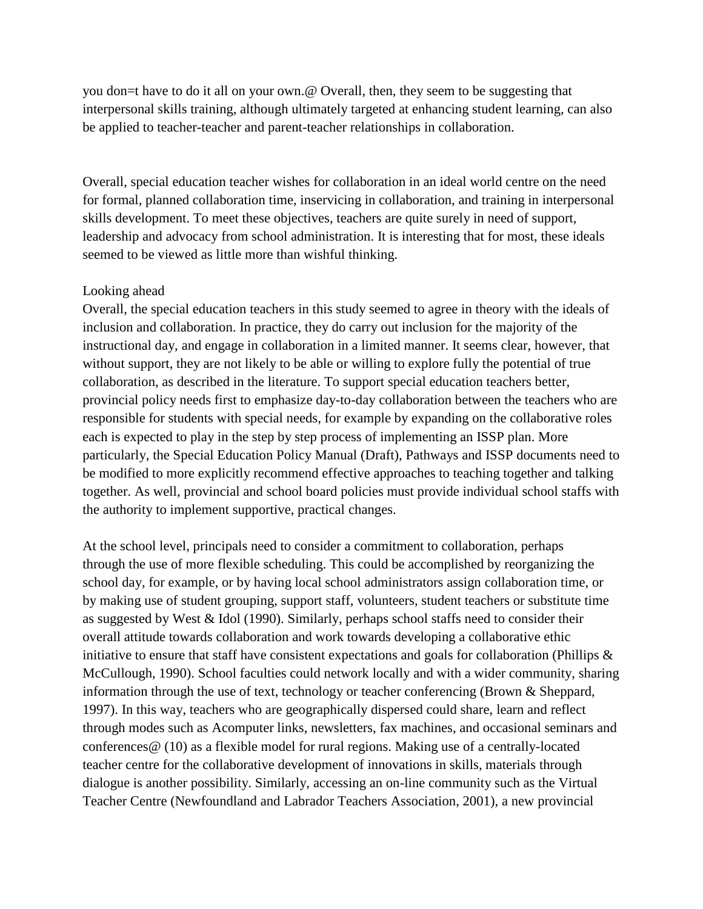you don=t have to do it all on your own.@ Overall, then, they seem to be suggesting that interpersonal skills training, although ultimately targeted at enhancing student learning, can also be applied to teacher-teacher and parent-teacher relationships in collaboration.

Overall, special education teacher wishes for collaboration in an ideal world centre on the need for formal, planned collaboration time, inservicing in collaboration, and training in interpersonal skills development. To meet these objectives, teachers are quite surely in need of support, leadership and advocacy from school administration. It is interesting that for most, these ideals seemed to be viewed as little more than wishful thinking.

## Looking ahead

Overall, the special education teachers in this study seemed to agree in theory with the ideals of inclusion and collaboration. In practice, they do carry out inclusion for the majority of the instructional day, and engage in collaboration in a limited manner. It seems clear, however, that without support, they are not likely to be able or willing to explore fully the potential of true collaboration, as described in the literature. To support special education teachers better, provincial policy needs first to emphasize day-to-day collaboration between the teachers who are responsible for students with special needs, for example by expanding on the collaborative roles each is expected to play in the step by step process of implementing an ISSP plan. More particularly, the Special Education Policy Manual (Draft), Pathways and ISSP documents need to be modified to more explicitly recommend effective approaches to teaching together and talking together. As well, provincial and school board policies must provide individual school staffs with the authority to implement supportive, practical changes.

At the school level, principals need to consider a commitment to collaboration, perhaps through the use of more flexible scheduling. This could be accomplished by reorganizing the school day, for example, or by having local school administrators assign collaboration time, or by making use of student grouping, support staff, volunteers, student teachers or substitute time as suggested by West & Idol (1990). Similarly, perhaps school staffs need to consider their overall attitude towards collaboration and work towards developing a collaborative ethic initiative to ensure that staff have consistent expectations and goals for collaboration (Phillips & McCullough, 1990). School faculties could network locally and with a wider community, sharing information through the use of text, technology or teacher conferencing (Brown & Sheppard, 1997). In this way, teachers who are geographically dispersed could share, learn and reflect through modes such as Acomputer links, newsletters, fax machines, and occasional seminars and conferences@ (10) as a flexible model for rural regions. Making use of a centrally-located teacher centre for the collaborative development of innovations in skills, materials through dialogue is another possibility. Similarly, accessing an on-line community such as the Virtual Teacher Centre (Newfoundland and Labrador Teachers Association, 2001), a new provincial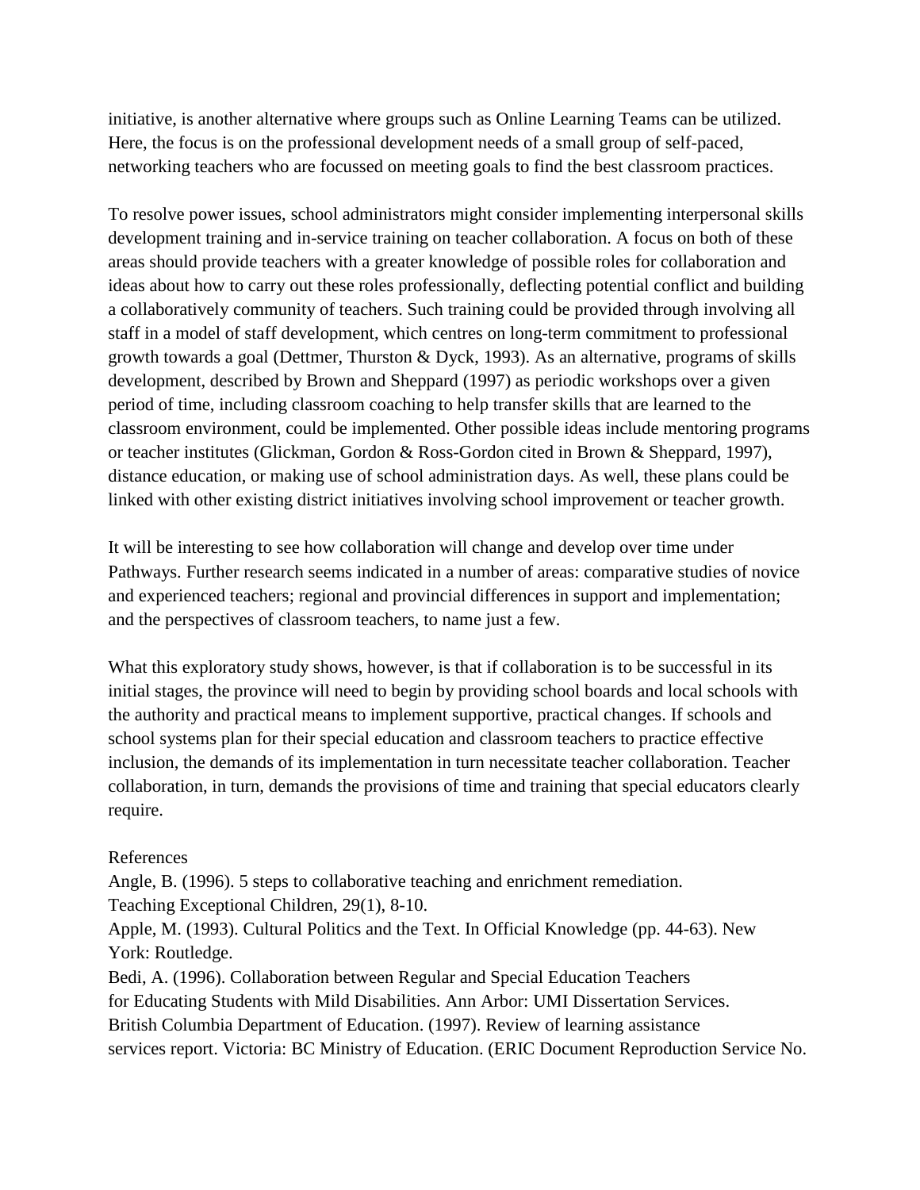initiative, is another alternative where groups such as Online Learning Teams can be utilized. Here, the focus is on the professional development needs of a small group of self-paced, networking teachers who are focussed on meeting goals to find the best classroom practices.

To resolve power issues, school administrators might consider implementing interpersonal skills development training and in-service training on teacher collaboration. A focus on both of these areas should provide teachers with a greater knowledge of possible roles for collaboration and ideas about how to carry out these roles professionally, deflecting potential conflict and building a collaboratively community of teachers. Such training could be provided through involving all staff in a model of staff development, which centres on long-term commitment to professional growth towards a goal (Dettmer, Thurston & Dyck, 1993). As an alternative, programs of skills development, described by Brown and Sheppard (1997) as periodic workshops over a given period of time, including classroom coaching to help transfer skills that are learned to the classroom environment, could be implemented. Other possible ideas include mentoring programs or teacher institutes (Glickman, Gordon & Ross-Gordon cited in Brown & Sheppard, 1997), distance education, or making use of school administration days. As well, these plans could be linked with other existing district initiatives involving school improvement or teacher growth.

It will be interesting to see how collaboration will change and develop over time under Pathways. Further research seems indicated in a number of areas: comparative studies of novice and experienced teachers; regional and provincial differences in support and implementation; and the perspectives of classroom teachers, to name just a few.

What this exploratory study shows, however, is that if collaboration is to be successful in its initial stages, the province will need to begin by providing school boards and local schools with the authority and practical means to implement supportive, practical changes. If schools and school systems plan for their special education and classroom teachers to practice effective inclusion, the demands of its implementation in turn necessitate teacher collaboration. Teacher collaboration, in turn, demands the provisions of time and training that special educators clearly require.

References

Angle, B. (1996). 5 steps to collaborative teaching and enrichment remediation. Teaching Exceptional Children, 29(1), 8-10.

Apple, M. (1993). Cultural Politics and the Text. In Official Knowledge (pp. 44-63). New York: Routledge.

Bedi, A. (1996). Collaboration between Regular and Special Education Teachers for Educating Students with Mild Disabilities. Ann Arbor: UMI Dissertation Services.

British Columbia Department of Education. (1997). Review of learning assistance services report. Victoria: BC Ministry of Education. (ERIC Document Reproduction Service No.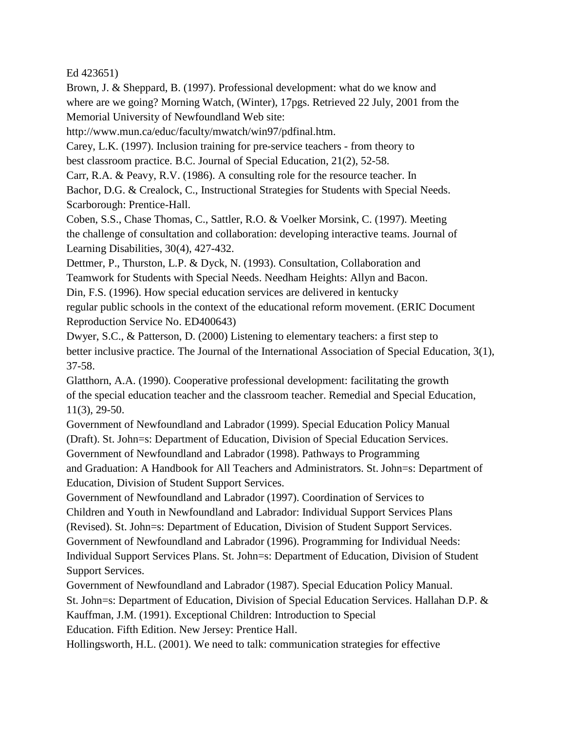Ed 423651)

Brown, J. & Sheppard, B. (1997). Professional development: what do we know and where are we going? Morning Watch, (Winter), 17pgs. Retrieved 22 July, 2001 from the Memorial University of Newfoundland Web site: http://www.mun.ca/educ/faculty/mwatch/win97/pdfinal.htm.

Carey, L.K. (1997). Inclusion training for pre-service teachers - from theory to best classroom practice. B.C. Journal of Special Education, 21(2), 52-58.

Carr, R.A. & Peavy, R.V. (1986). A consulting role for the resource teacher. In Bachor, D.G. & Crealock, C., Instructional Strategies for Students with Special Needs. Scarborough: Prentice-Hall.

Coben, S.S., Chase Thomas, C., Sattler, R.O. & Voelker Morsink, C. (1997). Meeting the challenge of consultation and collaboration: developing interactive teams. Journal of Learning Disabilities, 30(4), 427-432.

Dettmer, P., Thurston, L.P. & Dyck, N. (1993). Consultation, Collaboration and Teamwork for Students with Special Needs. Needham Heights: Allyn and Bacon.

Din, F.S. (1996). How special education services are delivered in kentucky regular public schools in the context of the educational reform movement. (ERIC Document Reproduction Service No. ED400643)

Dwyer, S.C., & Patterson, D. (2000) Listening to elementary teachers: a first step to better inclusive practice. The Journal of the International Association of Special Education, 3(1), 37-58.

Glatthorn, A.A. (1990). Cooperative professional development: facilitating the growth of the special education teacher and the classroom teacher. Remedial and Special Education, 11(3), 29-50.

Government of Newfoundland and Labrador (1999). Special Education Policy Manual (Draft). St. John=s: Department of Education, Division of Special Education Services.

Government of Newfoundland and Labrador (1998). Pathways to Programming and Graduation: A Handbook for All Teachers and Administrators. St. John=s: Department of Education, Division of Student Support Services.

Government of Newfoundland and Labrador (1997). Coordination of Services to Children and Youth in Newfoundland and Labrador: Individual Support Services Plans (Revised). St. John=s: Department of Education, Division of Student Support Services.

Government of Newfoundland and Labrador (1996). Programming for Individual Needs: Individual Support Services Plans. St. John=s: Department of Education, Division of Student Support Services.

Government of Newfoundland and Labrador (1987). Special Education Policy Manual. St. John=s: Department of Education, Division of Special Education Services.

Hallahan D.P. & Kauffman, J.M. (1991). Exceptional Children: Introduction to Special Education. Fifth Edition. New Jersey: Prentice Hall.

Hollingsworth, H.L. (2001). We need to talk: communication strategies for effective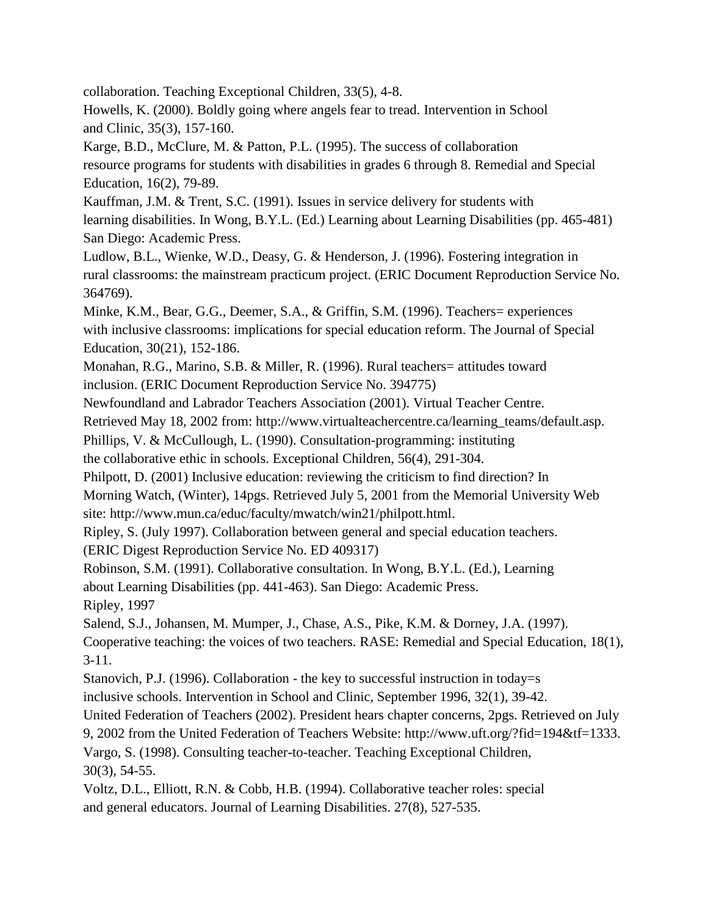collaboration. Teaching Exceptional Children, 33(5), 4-8.

Howells, K. (2000). Boldly going where angels fear to tread. Intervention in School and Clinic, 35(3), 157-160.

Karge, B.D., McClure, M. & Patton, P.L. (1995). The success of collaboration resource programs for students with disabilities in grades 6 through 8. Remedial and Special Education, 16(2), 79-89.

Kauffman, J.M. & Trent, S.C. (1991). Issues in service delivery for students with learning disabilities. In Wong, B.Y.L. (Ed.) Learning about Learning Disabilities (pp. 465-481) San Diego: Academic Press.

Ludlow, B.L., Wienke, W.D., Deasy, G. & Henderson, J. (1996). Fostering integration in rural classrooms: the mainstream practicum project. (ERIC Document Reproduction Service No. 364769).

Minke, K.M., Bear, G.G., Deemer, S.A., & Griffin, S.M. (1996). Teachers= experiences with inclusive classrooms: implications for special education reform. The Journal of Special Education, 30(21), 152-186.

Monahan, R.G., Marino, S.B. & Miller, R. (1996). Rural teachers= attitudes toward inclusion. (ERIC Document Reproduction Service No. 394775)

Newfoundland and Labrador Teachers Association (2001). Virtual Teacher Centre. Retrieved May 18, 2002 from: http://www.virtualteachercentre.ca/learning_teams/default.asp.

Phillips, V. & McCullough, L. (1990). Consultation-programming: instituting the collaborative ethic in schools. Exceptional Children, 56(4), 291-304.

Philpott, D. (2001) Inclusive education: reviewing the criticism to find direction? In Morning Watch, (Winter), 14pgs. Retrieved July 5, 2001 from the Memorial University Web site: http://www.mun.ca/educ/faculty/mwatch/win21/philpott.html.

Ripley, S. (July 1997). Collaboration between general and special education teachers. (ERIC Digest Reproduction Service No. ED 409317)

Robinson, S.M. (1991). Collaborative consultation. In Wong, B.Y.L. (Ed.), Learning about Learning Disabilities (pp. 441-463). San Diego: Academic Press.

Ripley, 1997

Salend, S.J., Johansen, M. Mumper, J., Chase, A.S., Pike, K.M. & Dorney, J.A. (1997). Cooperative teaching: the voices of two teachers. RASE: Remedial and Special Education, 18(1), 3-11.

Stanovich, P.J. (1996). Collaboration - the key to successful instruction in today=s inclusive schools. Intervention in School and Clinic, September 1996, 32(1), 39-42.

United Federation of Teachers (2002). President hears chapter concerns, 2pgs. Retrieved on July 9, 2002 from the United Federation of Teachers Website: http://www.uft.org/?fid=194&tf=1333.

Vargo, S. (1998). Consulting teacher-to-teacher. Teaching Exceptional Children, 30(3), 54-55.

Voltz, D.L., Elliott, R.N. & Cobb, H.B. (1994). Collaborative teacher roles: special and general educators. Journal of Learning Disabilities. 27(8), 527-535.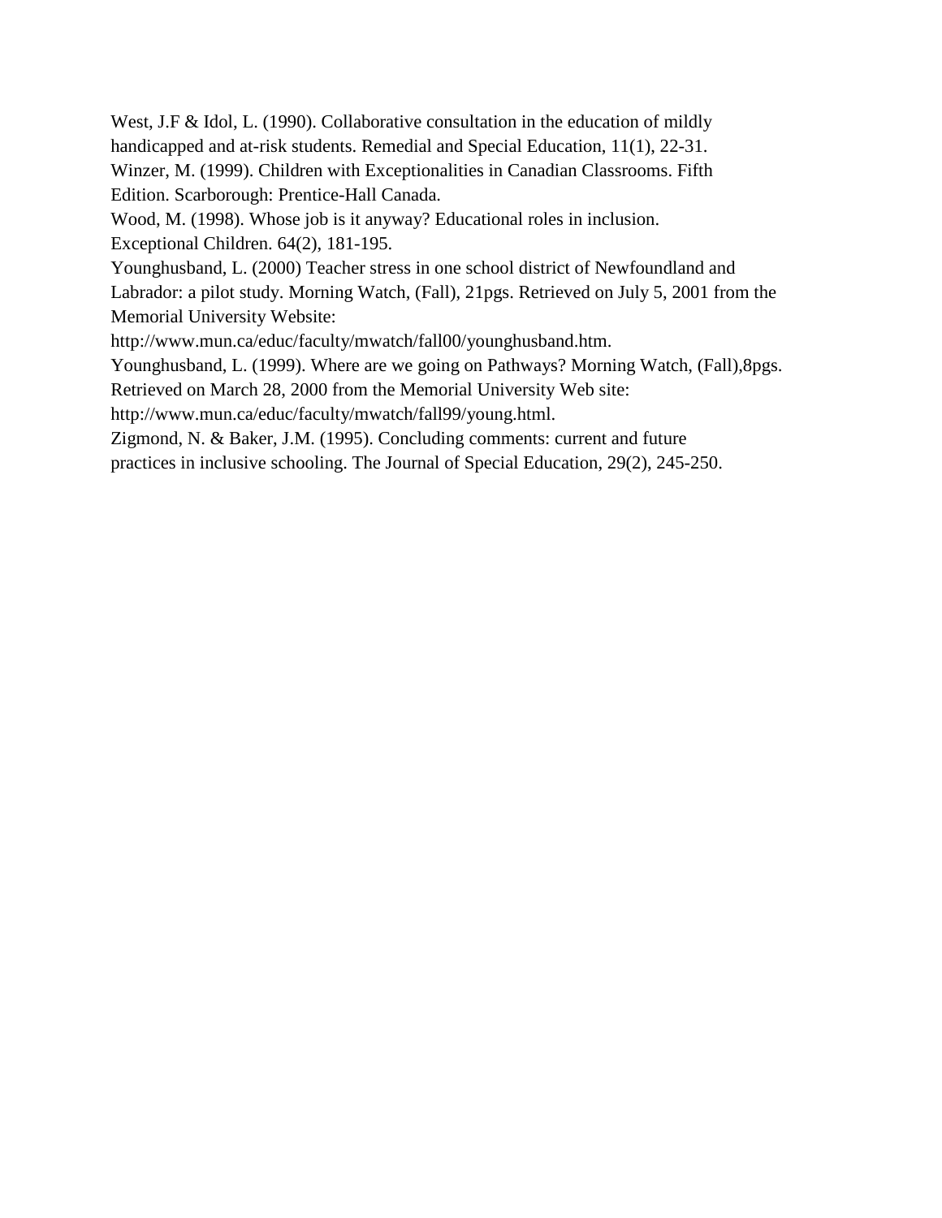West, J.F & Idol, L. (1990). Collaborative consultation in the education of mildly handicapped and at-risk students. Remedial and Special Education, 11(1), 22-31.

Winzer, M. (1999). Children with Exceptionalities in Canadian Classrooms. Fifth Edition. Scarborough: Prentice-Hall Canada.

Wood, M. (1998). Whose job is it anyway? Educational roles in inclusion. Exceptional Children. 64(2), 181-195.

Younghusband, L. (2000) Teacher stress in one school district of Newfoundland and Labrador: a pilot study. Morning Watch, (Fall), 21pgs. Retrieved on July 5, 2001 from the Memorial University Website: http://www.mun.ca/educ/faculty/mwatch/fall00/younghusband.htm.

Younghusband, L. (1999). Where are we going on Pathways? Morning Watch, (Fall),8pgs. Retrieved on March 28, 2000 from the Memorial University Web site: http://www.mun.ca/educ/faculty/mwatch/fall99/young.html.

Zigmond, N. & Baker, J.M. (1995). Concluding comments: current and future practices in inclusive schooling. The Journal of Special Education, 29(2), 245-250.